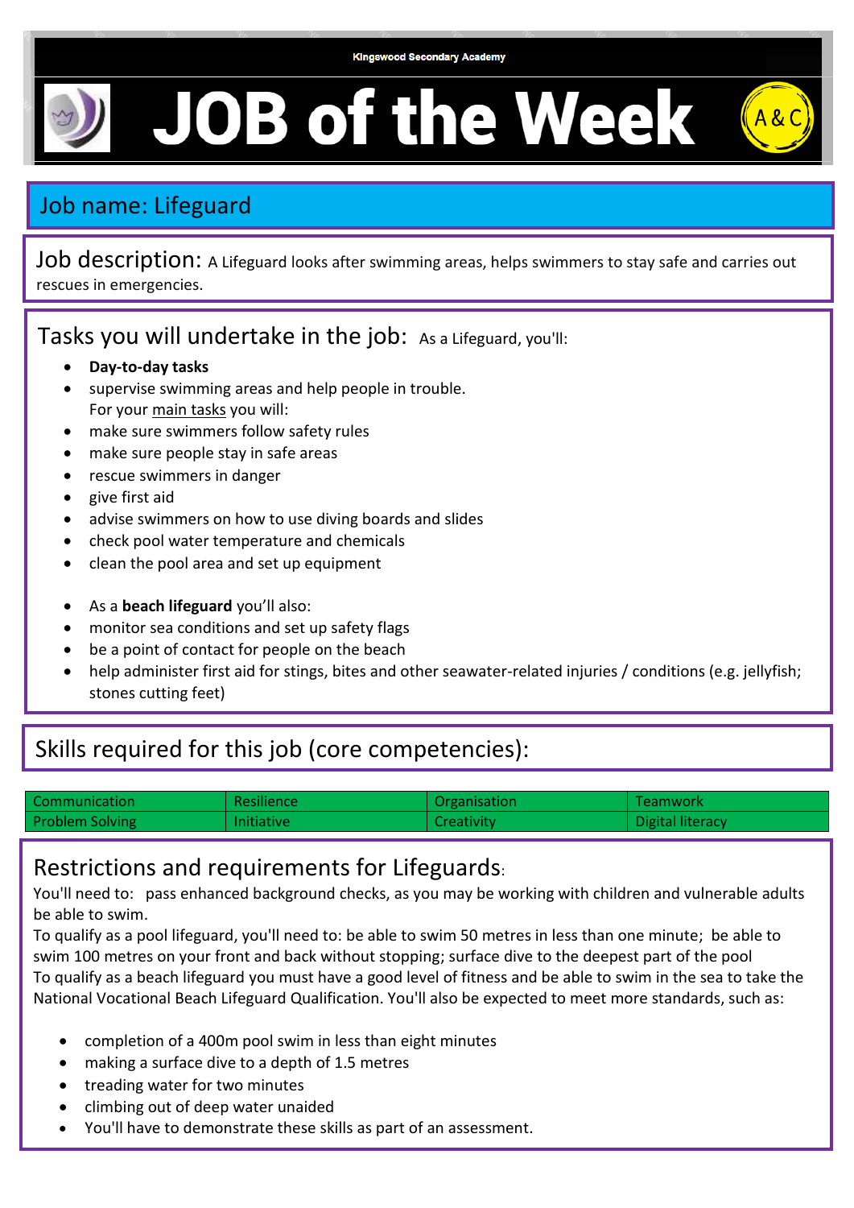Kingswood Secondary Academy

# JOB of the Week

A&C

## Job name: Lifeguard

**Job description:** A Lifeguard looks after swimming areas, helps swimmers to stay safe and carries out rescues in emergencies.

## Tasks you will undertake in the job:

As a Lifeguard, you'll:

- **Day-to-day tasks**
- supervise swimming areas and help people in trouble.
  For your main tasks you will:
- make sure swimmers follow safety rules
- make sure people stay in safe areas
- rescue swimmers in danger
- give first aid
- advise swimmers on how to use diving boards and slides
- check pool water temperature and chemicals
- clean the pool area and set up equipment

- As a **beach lifeguard** you'll also:
- monitor sea conditions and set up safety flags
- be a point of contact for people on the beach
- help administer first aid for stings, bites and other seawater-related injuries / conditions (e.g. jellyfish; stones cutting feet)

## Skills required for this job (core competencies):

| Communication | Resilience | Organisation | Teamwork |
|---|---|---|---|
| Problem Solving | Initiative | Creativity | Digital literacy |

## Restrictions and requirements for Lifeguards:

You'll need to: pass enhanced background checks, as you may be working with children and vulnerable adults be able to swim.

To qualify as a pool lifeguard, you'll need to: be able to swim 50 metres in less than one minute; be able to swim 100 metres on your front and back without stopping; surface dive to the deepest part of the pool

To qualify as a beach lifeguard you must have a good level of fitness and be able to swim in the sea to take the National Vocational Beach Lifeguard Qualification. You'll also be expected to meet more standards, such as:

- completion of a 400m pool swim in less than eight minutes
- making a surface dive to a depth of 1.5 metres
- treading water for two minutes
- climbing out of deep water unaided
- You'll have to demonstrate these skills as part of an assessment.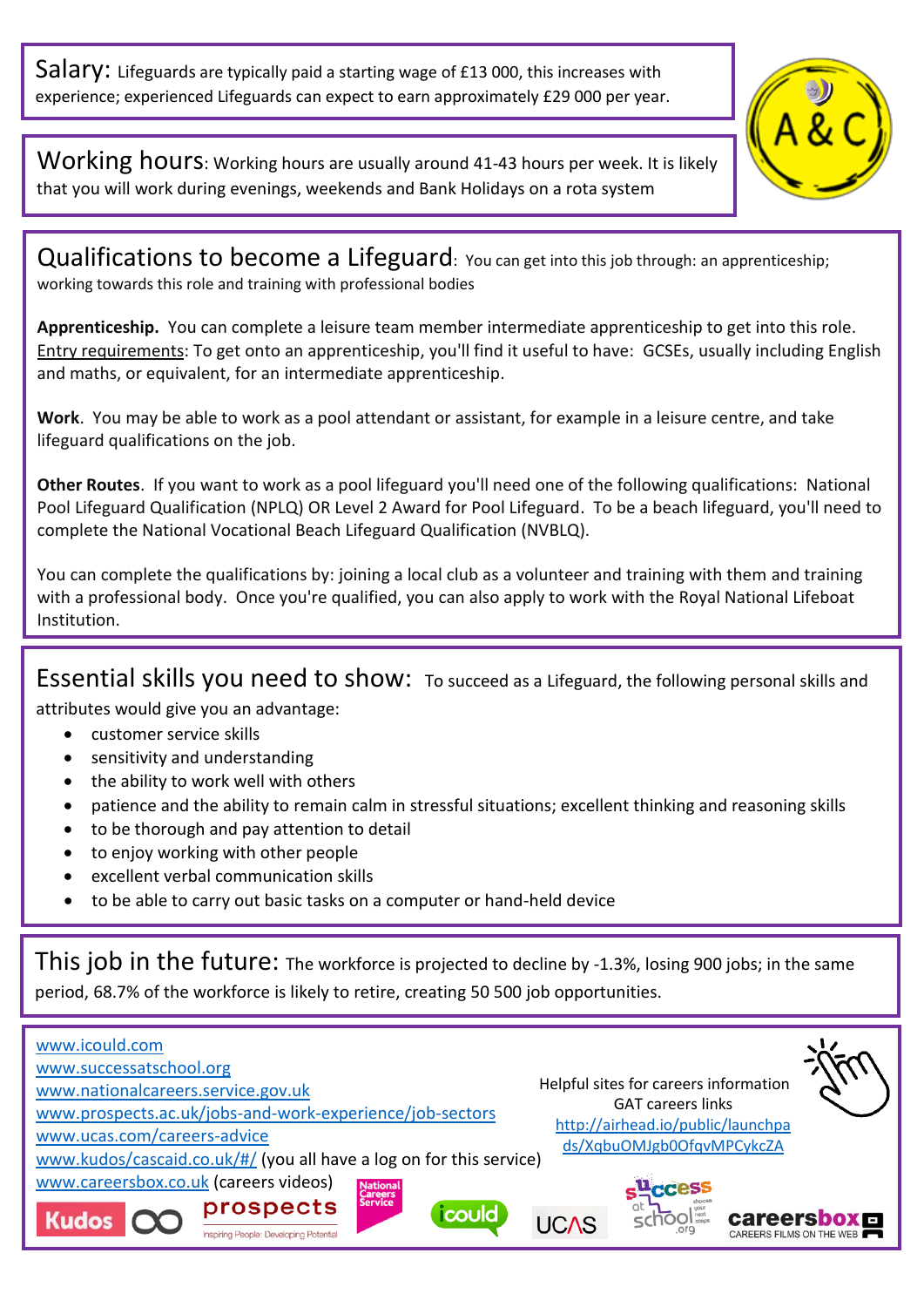**Salary:** Lifeguards are typically paid a starting wage of £13 000, this increases with experience; experienced Lifeguards can expect to earn approximately £29 000 per year.

**Working hours:** Working hours are usually around 41-43 hours per week. It is likely that you will work during evenings, weekends and Bank Holidays on a rota system

## Qualifications to become a Lifeguard

You can get into this job through: an apprenticeship; working towards this role and training with professional bodies

**Apprenticeship.** You can complete a leisure team member intermediate apprenticeship to get into this role. Entry requirements: To get onto an apprenticeship, you'll find it useful to have: GCSEs, usually including English and maths, or equivalent, for an intermediate apprenticeship.

**Work**. You may be able to work as a pool attendant or assistant, for example in a leisure centre, and take lifeguard qualifications on the job.

**Other Routes**. If you want to work as a pool lifeguard you'll need one of the following qualifications: National Pool Lifeguard Qualification (NPLQ) OR Level 2 Award for Pool Lifeguard. To be a beach lifeguard, you'll need to complete the National Vocational Beach Lifeguard Qualification (NVBLQ).

You can complete the qualifications by: joining a local club as a volunteer and training with them and training with a professional body. Once you're qualified, you can also apply to work with the Royal National Lifeboat Institution.

## Essential skills you need to show

To succeed as a Lifeguard, the following personal skills and attributes would give you an advantage:

- customer service skills
- sensitivity and understanding
- the ability to work well with others
- patience and the ability to remain calm in stressful situations; excellent thinking and reasoning skills
- to be thorough and pay attention to detail
- to enjoy working with other people
- excellent verbal communication skills
- to be able to carry out basic tasks on a computer or hand-held device

## This job in the future

The workforce is projected to decline by -1.3%, losing 900 jobs; in the same period, 68.7% of the workforce is likely to retire, creating 50 500 job opportunities.

www.icould.com
www.successatschool.org
www.nationalcareers.service.gov.uk
www.prospects.ac.uk/jobs-and-work-experience/job-sectors
www.ucas.com/careers-advice
www.kudos/cascaid.co.uk/#/ (you all have a log on for this service)
www.careersbox.co.uk (careers videos)

Helpful sites for careers information
GAT careers links
http://airhead.io/public/launchpads/XqbuOMJgb0OfqvMPCykcZA